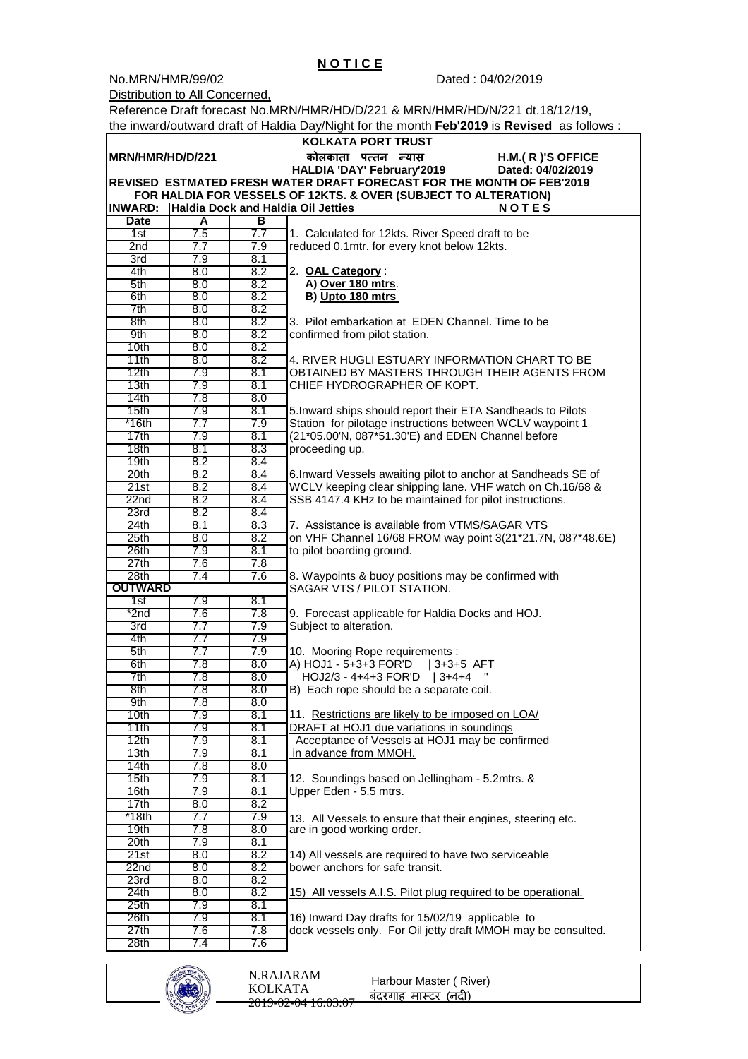# N O T I C E

No.MRN/HMR/99/02 Dated : 04/02/2019

Distribution to All Concerned,

Reference Draft forecast No.MRN/HMR/HD/D/221 & MRN/HMR/HD/N/221 dt.18/12/19, the inward/outward draft of Haldia Day/Night for the month **Feb'2019** is **Revised** as follows :

**KOLKATA PORT TRUST**

**MRN/HMR/HD/D/221** **कोलकाता पत्तन न्यास** **H.M.( R )'S OFFICE**

**HALDIA 'DAY' February'2019** **Dated: 04/02/2019**

**REVISED ESTMATED FRESH WATER DRAFT FORECAST FOR THE MONTH OF FEB'2019 FOR HALDIA FOR VESSELS OF 12KTS. & OVER (SUBJECT TO ALTERATION)**

**INWARD: Haldia Dock and Haldia Oil Jetties**

| Date | A | B |
|---|---|---|
| 1st | 7.5 | 7.7 |
| 2nd | 7.7 | 7.9 |
| 3rd | 7.9 | 8.1 |
| 4th | 8.0 | 8.2 |
| 5th | 8.0 | 8.2 |
| 6th | 8.0 | 8.2 |
| 7th | 8.0 | 8.2 |
| 8th | 8.0 | 8.2 |
| 9th | 8.0 | 8.2 |
| 10th | 8.0 | 8.2 |
| 11th | 8.0 | 8.2 |
| 12th | 7.9 | 8.1 |
| 13th | 7.9 | 8.1 |
| 14th | 7.8 | 8.0 |
| 15th | 7.9 | 8.1 |
| *16th | 7.7 | 7.9 |
| 17th | 7.9 | 8.1 |
| 18th | 8.1 | 8.3 |
| 19th | 8.2 | 8.4 |
| 20th | 8.2 | 8.4 |
| 21st | 8.2 | 8.4 |
| 22nd | 8.2 | 8.4 |
| 23rd | 8.2 | 8.4 |
| 24th | 8.1 | 8.3 |
| 25th | 8.0 | 8.2 |
| 26th | 7.9 | 8.1 |
| 27th | 7.6 | 7.8 |
| 28th | 7.4 | 7.6 |

**OUTWARD**

| Date | A | B |
|---|---|---|
| 1st | 7.9 | 8.1 |
| *2nd | 7.6 | 7.8 |
| 3rd | 7.7 | 7.9 |
| 4th | 7.7 | 7.9 |
| 5th | 7.7 | 7.9 |
| 6th | 7.8 | 8.0 |
| 7th | 7.8 | 8.0 |
| 8th | 7.8 | 8.0 |
| 9th | 7.8 | 8.0 |
| 10th | 7.9 | 8.1 |
| 11th | 7.9 | 8.1 |
| 12th | 7.9 | 8.1 |
| 13th | 7.9 | 8.1 |
| 14th | 7.8 | 8.0 |
| 15th | 7.9 | 8.1 |
| 16th | 7.9 | 8.1 |
| 17th | 8.0 | 8.2 |
| *18th | 7.7 | 7.9 |
| 19th | 7.8 | 8.0 |
| 20th | 7.9 | 8.1 |
| 21st | 8.0 | 8.2 |
| 22nd | 8.0 | 8.2 |
| 23rd | 8.0 | 8.2 |
| 24th | 8.0 | 8.2 |
| 25th | 7.9 | 8.1 |
| 26th | 7.9 | 8.1 |
| 27th | 7.6 | 7.8 |
| 28th | 7.4 | 7.6 |

**N O T E S**

1. Calculated for 12kts. River Speed draft to be reduced 0.1mtr. for every knot below 12kts.

2. **OAL Category** :
   **A) Over 180 mtrs**.
   **B) Upto 180 mtrs**

3. Pilot embarkation at EDEN Channel. Time to be confirmed from pilot station.

4. RIVER HUGLI ESTUARY INFORMATION CHART TO BE OBTAINED BY MASTERS THROUGH THEIR AGENTS FROM CHIEF HYDROGRAPHER OF KOPT.

5. Inward ships should report their ETA Sandheads to Pilots Station for pilotage instructions between WCLV waypoint 1 (21*05.00'N, 087*51.30'E) and EDEN Channel before proceeding up.

6. Inward Vessels awaiting pilot to anchor at Sandheads SE of WCLV keeping clear shipping lane. VHF watch on Ch.16/68 & SSB 4147.4 KHz to be maintained for pilot instructions.

7. Assistance is available from VTMS/SAGAR VTS on VHF Channel 16/68 FROM way point 3(21*21.7N, 087*48.6E) to pilot boarding ground.

8. Waypoints & buoy positions may be confirmed with SAGAR VTS / PILOT STATION.

9. Forecast applicable for Haldia Docks and HOJ. Subject to alteration.

10. Mooring Rope requirements :
    A) HOJ1 - 5+3+3 FOR'D | 3+3+5 AFT
    HOJ2/3 - 4+4+3 FOR'D | 3+4+4 "
    B) Each rope should be a separate coil.

11. Restrictions are likely to be imposed on LOA/ DRAFT at HOJ1 due variations in soundings
    Acceptance of Vessels at HOJ1 may be confirmed in advance from MMOH.

12. Soundings based on Jellingham - 5.2mtrs. & Upper Eden - 5.5 mtrs.

13. All Vessels to ensure that their engines, steering etc. are in good working order.

14) All vessels are required to have two serviceable bower anchors for safe transit.

15) All vessels A.I.S. Pilot plug required to be operational.

16) Inward Day drafts for 15/02/19 applicable to dock vessels only. For Oil jetty draft MMOH may be consulted.

N.RAJARAM
KOLKATA
2019-02-04 16:03:07

Harbour Master ( River)
बंदरगाह मास्टर (नदी)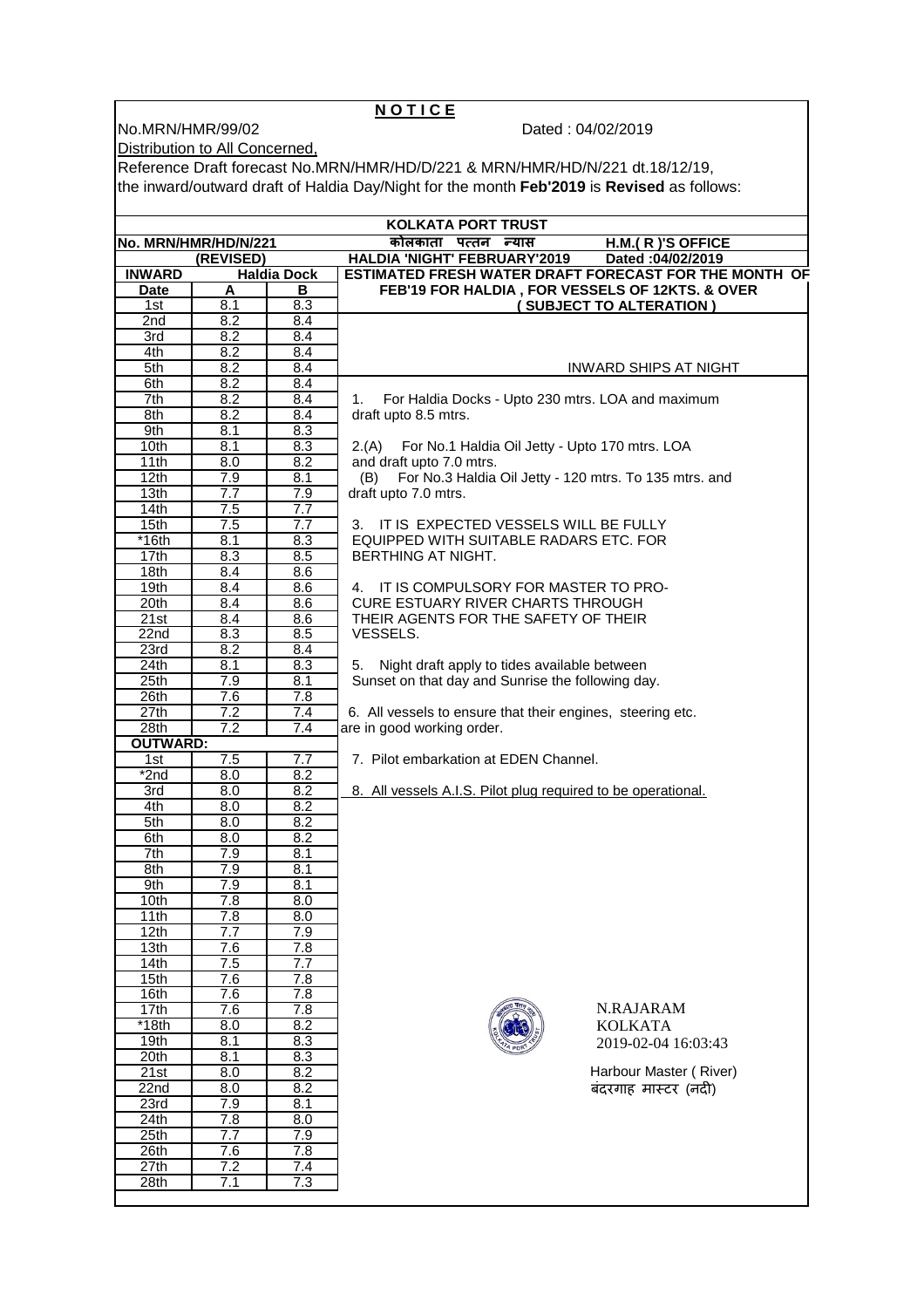## N O T I C E

No.MRN/HMR/99/02 Dated : 04/02/2019

Distribution to All Concerned,

Reference Draft forecast No.MRN/HMR/HD/D/221 & MRN/HMR/HD/N/221 dt.18/12/19, the inward/outward draft of Haldia Day/Night for the month **Feb'2019** is **Revised** as follows:

**KOLKATA PORT TRUST**

**No. MRN/HMR/HD/N/221** **कोलकाता पत्तन न्यास** **H.M.( R )'S OFFICE**

**(REVISED)** **HALDIA 'NIGHT' FEBRUARY'2019** **Dated :04/02/2019**

**ESTIMATED FRESH WATER DRAFT FORECAST FOR THE MONTH OF FEB'19 FOR HALDIA , FOR VESSELS OF 12KTS. & OVER**

**( SUBJECT TO ALTERATION )**

| INWARD | Haldia Dock | |
|---|---|---|
| **Date** | **A** | **B** |
| 1st | 8.1 | 8.3 |
| 2nd | 8.2 | 8.4 |
| 3rd | 8.2 | 8.4 |
| 4th | 8.2 | 8.4 |
| 5th | 8.2 | 8.4 |
| 6th | 8.2 | 8.4 |
| 7th | 8.2 | 8.4 |
| 8th | 8.2 | 8.4 |
| 9th | 8.1 | 8.3 |
| 10th | 8.1 | 8.3 |
| 11th | 8.0 | 8.2 |
| 12th | 7.9 | 8.1 |
| 13th | 7.7 | 7.9 |
| 14th | 7.5 | 7.7 |
| 15th | 7.5 | 7.7 |
| *16th | 8.1 | 8.3 |
| 17th | 8.3 | 8.5 |
| 18th | 8.4 | 8.6 |
| 19th | 8.4 | 8.6 |
| 20th | 8.4 | 8.6 |
| 21st | 8.4 | 8.6 |
| 22nd | 8.3 | 8.5 |
| 23rd | 8.2 | 8.4 |
| 24th | 8.1 | 8.3 |
| 25th | 7.9 | 8.1 |
| 26th | 7.6 | 7.8 |
| 27th | 7.2 | 7.4 |
| 28th | 7.2 | 7.4 |
| **OUTWARD:** | | |
| 1st | 7.5 | 7.7 |
| *2nd | 8.0 | 8.2 |
| 3rd | 8.0 | 8.2 |
| 4th | 8.0 | 8.2 |
| 5th | 8.0 | 8.2 |
| 6th | 8.0 | 8.2 |
| 7th | 7.9 | 8.1 |
| 8th | 7.9 | 8.1 |
| 9th | 7.9 | 8.1 |
| 10th | 7.8 | 8.0 |
| 11th | 7.8 | 8.0 |
| 12th | 7.7 | 7.9 |
| 13th | 7.6 | 7.8 |
| 14th | 7.5 | 7.7 |
| 15th | 7.6 | 7.8 |
| 16th | 7.6 | 7.8 |
| 17th | 7.6 | 7.8 |
| *18th | 8.0 | 8.2 |
| 19th | 8.1 | 8.3 |
| 20th | 8.1 | 8.3 |
| 21st | 8.0 | 8.2 |
| 22nd | 8.0 | 8.2 |
| 23rd | 7.9 | 8.1 |
| 24th | 7.8 | 8.0 |
| 25th | 7.7 | 7.9 |
| 26th | 7.6 | 7.8 |
| 27th | 7.2 | 7.4 |
| 28th | 7.1 | 7.3 |

INWARD SHIPS AT NIGHT

1. For Haldia Docks - Upto 230 mtrs. LOA and maximum draft upto 8.5 mtrs.

2.(A) For No.1 Haldia Oil Jetty - Upto 170 mtrs. LOA and draft upto 7.0 mtrs.

(B) For No.3 Haldia Oil Jetty - 120 mtrs. To 135 mtrs. and draft upto 7.0 mtrs.

3. IT IS EXPECTED VESSELS WILL BE FULLY EQUIPPED WITH SUITABLE RADARS ETC. FOR BERTHING AT NIGHT.

4. IT IS COMPULSORY FOR MASTER TO PROCURE ESTUARY RIVER CHARTS THROUGH THEIR AGENTS FOR THE SAFETY OF THEIR VESSELS.

5. Night draft apply to tides available between Sunset on that day and Sunrise the following day.

6. All vessels to ensure that their engines, steering etc. are in good working order.

7. Pilot embarkation at EDEN Channel.

8. All vessels A.I.S. Pilot plug required to be operational.

N.RAJARAM
KOLKATA
2019-02-04 16:03:43

Harbour Master ( River)
बंदरगाह मास्टर (नदी)